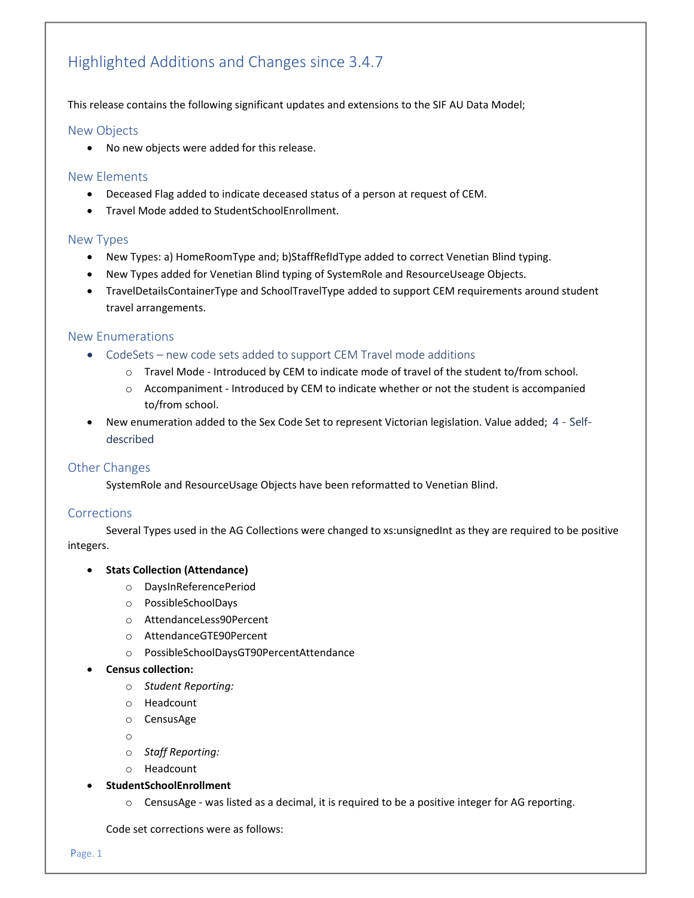# Highlighted Additions and Changes since 3.4.7

This release contains the following significant updates and extensions to the SIF AU Data Model;

## New Objects

- No new objects were added for this release.

## New Elements

- Deceased Flag added to indicate deceased status of a person at request of CEM.
- Travel Mode added to StudentSchoolEnrollment.

## New Types

- New Types: a) HomeRoomType and; b)StaffRefIdType added to correct Venetian Blind typing.
- New Types added for Venetian Blind typing of SystemRole and ResourceUseage Objects.
- TravelDetailsContainerType and SchoolTravelType added to support CEM requirements around student travel arrangements.

## New Enumerations

- CodeSets – new code sets added to support CEM Travel mode additions
  - Travel Mode - Introduced by CEM to indicate mode of travel of the student to/from school.
  - Accompaniment - Introduced by CEM to indicate whether or not the student is accompanied to/from school.
- New enumeration added to the Sex Code Set to represent Victorian legislation. Value added; 4 - Self-described

## Other Changes

SystemRole and ResourceUsage Objects have been reformatted to Venetian Blind.

## Corrections

Several Types used in the AG Collections were changed to xs:unsignedInt as they are required to be positive integers.

- **Stats Collection (Attendance)**
  - DaysInReferencePeriod
  - PossibleSchoolDays
  - AttendanceLess90Percent
  - AttendanceGTE90Percent
  - PossibleSchoolDaysGT90PercentAttendance
- **Census collection:**
  - *Student Reporting:*
  - Headcount
  - CensusAge
  - 
  - *Staff Reporting:*
  - Headcount
- **StudentSchoolEnrollment**
  - CensusAge - was listed as a decimal, it is required to be a positive integer for AG reporting.

Code set corrections were as follows: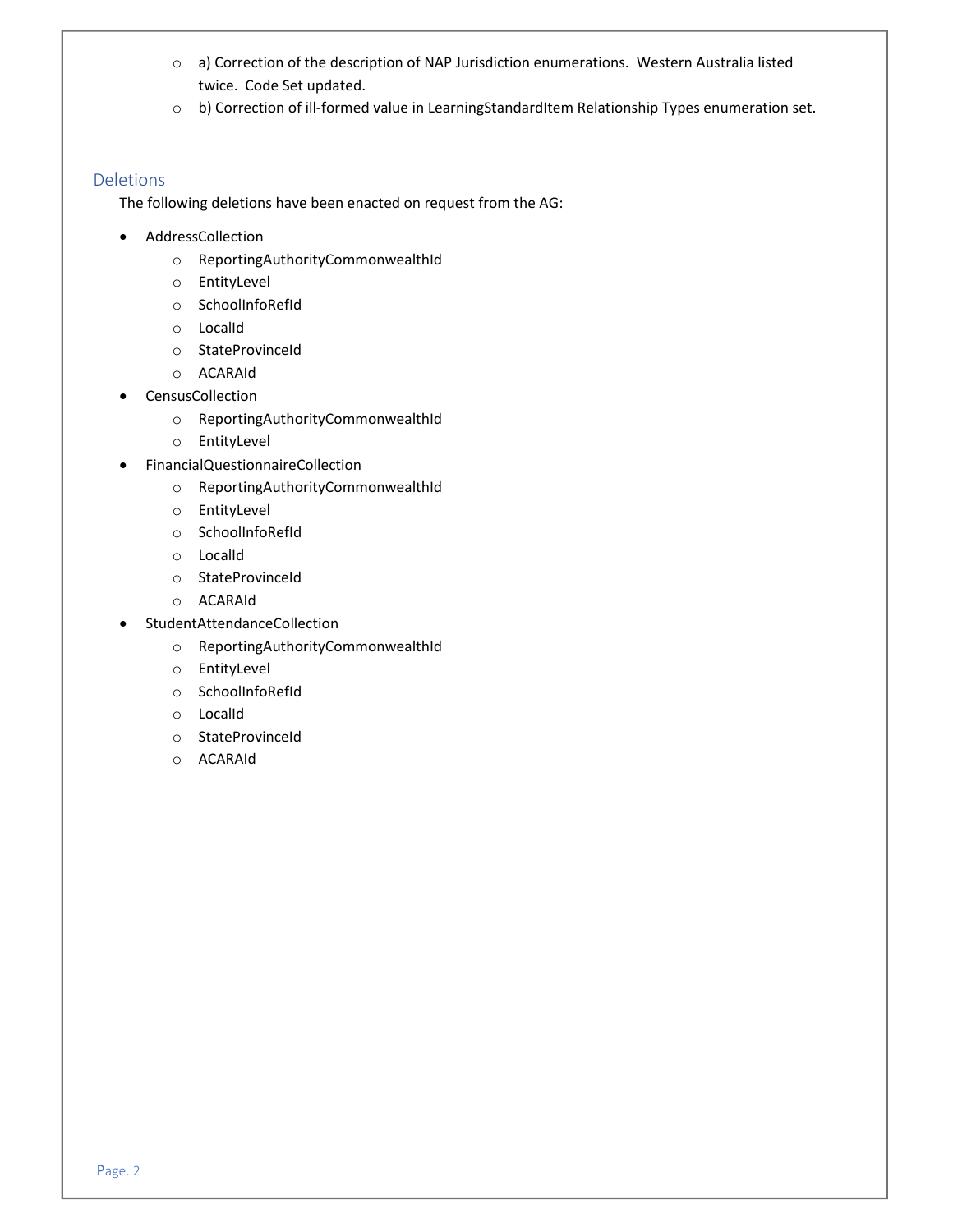- a) Correction of the description of NAP Jurisdiction enumerations. Western Australia listed twice. Code Set updated.
- b) Correction of ill-formed value in LearningStandardItem Relationship Types enumeration set.

## Deletions

The following deletions have been enacted on request from the AG:

- AddressCollection
  - ReportingAuthorityCommonwealthId
  - EntityLevel
  - SchoolInfoRefId
  - LocalId
  - StateProvinceId
  - ACARAId
- CensusCollection
  - ReportingAuthorityCommonwealthId
  - EntityLevel
- FinancialQuestionnaireCollection
  - ReportingAuthorityCommonwealthId
  - EntityLevel
  - SchoolInfoRefId
  - LocalId
  - StateProvinceId
  - ACARAId
- StudentAttendanceCollection
  - ReportingAuthorityCommonwealthId
  - EntityLevel
  - SchoolInfoRefId
  - LocalId
  - StateProvinceId
  - ACARAId